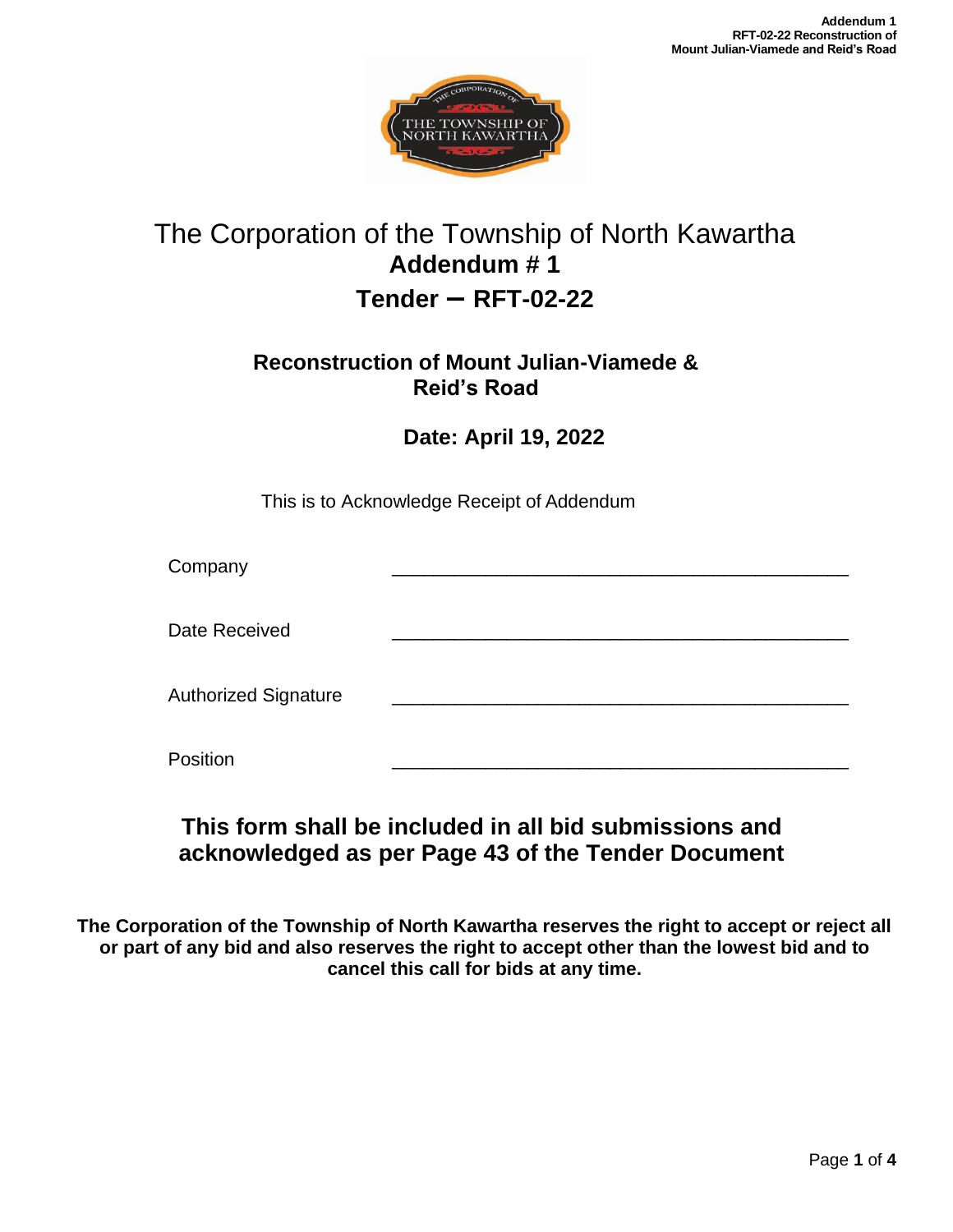# The Corporation of the Township of North Kawartha

## Addendum # 1

## Tender – RFT-02-22

### Reconstruction of Mount Julian-Viamede & Reid's Road

**Date: April 19, 2022**

This is to Acknowledge Receipt of Addendum

Company \_\_\_\_\_\_\_\_\_\_\_\_\_\_\_\_\_\_\_\_\_\_\_\_\_\_\_\_\_\_\_\_\_\_\_\_\_\_\_\_\_\_\_\_

Date Received \_\_\_\_\_\_\_\_\_\_\_\_\_\_\_\_\_\_\_\_\_\_\_\_\_\_\_\_\_\_\_\_\_\_\_\_\_\_\_\_\_\_\_\_

Authorized Signature \_\_\_\_\_\_\_\_\_\_\_\_\_\_\_\_\_\_\_\_\_\_\_\_\_\_\_\_\_\_\_\_\_\_\_\_\_\_\_\_\_\_\_\_

Position \_\_\_\_\_\_\_\_\_\_\_\_\_\_\_\_\_\_\_\_\_\_\_\_\_\_\_\_\_\_\_\_\_\_\_\_\_\_\_\_\_\_\_\_

**This form shall be included in all bid submissions and acknowledged as per Page 43 of the Tender Document**

**The Corporation of the Township of North Kawartha reserves the right to accept or reject all or part of any bid and also reserves the right to accept other than the lowest bid and to cancel this call for bids at any time.**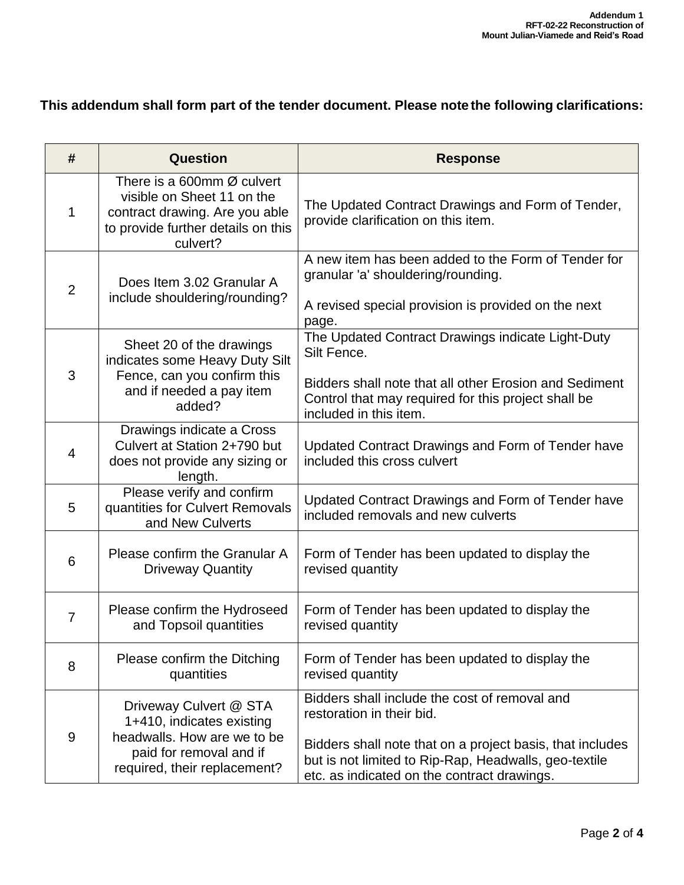**This addendum shall form part of the tender document. Please note the following clarifications:**

| # | Question | Response |
|---|---|---|
| 1 | There is a 600mm Ø culvert visible on Sheet 11 on the contract drawing. Are you able to provide further details on this culvert? | The Updated Contract Drawings and Form of Tender, provide clarification on this item. |
| 2 | Does Item 3.02 Granular A include shouldering/rounding? | A new item has been added to the Form of Tender for granular 'a' shouldering/rounding.<br><br>A revised special provision is provided on the next page. |
| 3 | Sheet 20 of the drawings indicates some Heavy Duty Silt Fence, can you confirm this and if needed a pay item added? | The Updated Contract Drawings indicate Light-Duty Silt Fence.<br><br>Bidders shall note that all other Erosion and Sediment Control that may required for this project shall be included in this item. |
| 4 | Drawings indicate a Cross Culvert at Station 2+790 but does not provide any sizing or length. | Updated Contract Drawings and Form of Tender have included this cross culvert |
| 5 | Please verify and confirm quantities for Culvert Removals and New Culverts | Updated Contract Drawings and Form of Tender have included removals and new culverts |
| 6 | Please confirm the Granular A Driveway Quantity | Form of Tender has been updated to display the revised quantity |
| 7 | Please confirm the Hydroseed and Topsoil quantities | Form of Tender has been updated to display the revised quantity |
| 8 | Please confirm the Ditching quantities | Form of Tender has been updated to display the revised quantity |
| 9 | Driveway Culvert @ STA 1+410, indicates existing headwalls. How are we to be paid for removal and if required, their replacement? | Bidders shall include the cost of removal and restoration in their bid.<br><br>Bidders shall note that on a project basis, that includes but is not limited to Rip-Rap, Headwalls, geo-textile etc. as indicated on the contract drawings. |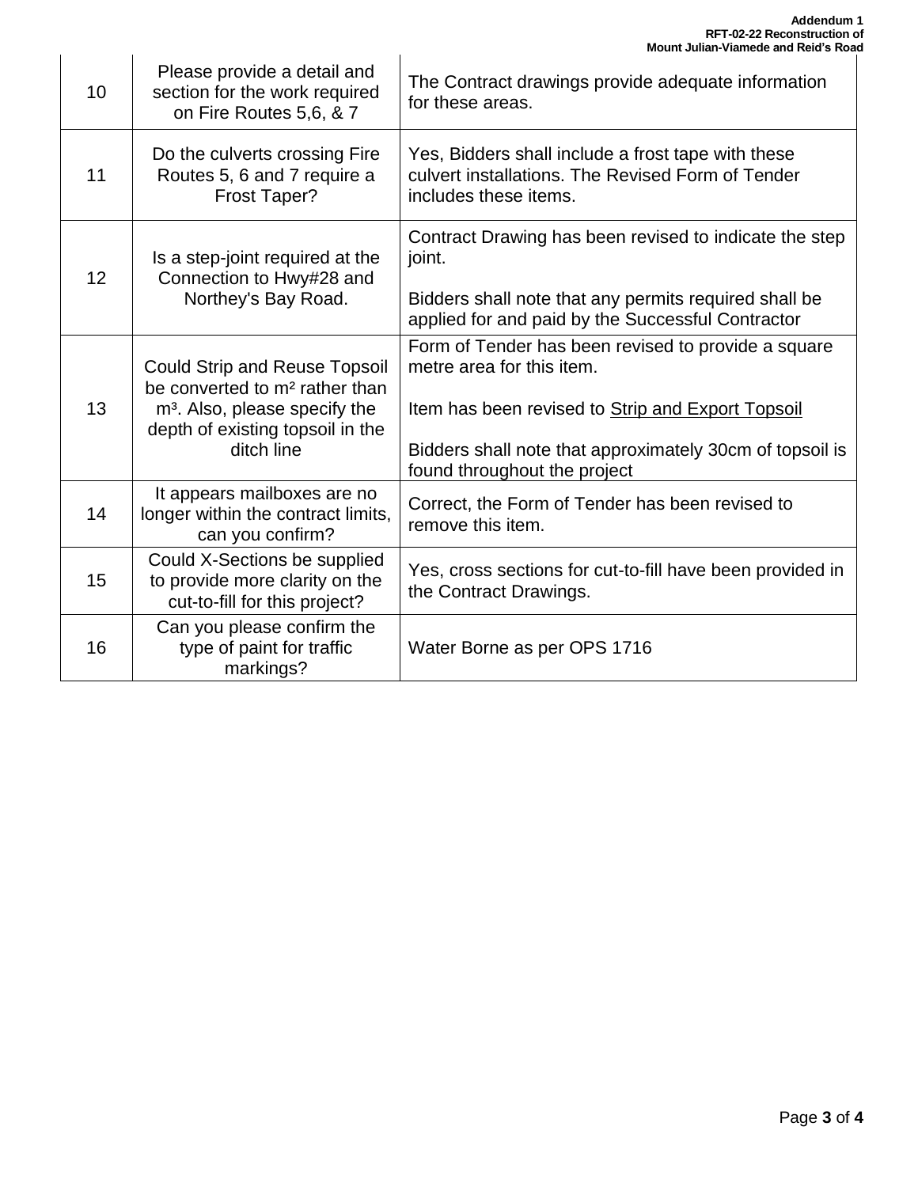| | | |
|---|---|---|
| 10 | Please provide a detail and section for the work required on Fire Routes 5,6, & 7 | The Contract drawings provide adequate information for these areas. |
| 11 | Do the culverts crossing Fire Routes 5, 6 and 7 require a Frost Taper? | Yes, Bidders shall include a frost tape with these culvert installations. The Revised Form of Tender includes these items. |
| 12 | Is a step-joint required at the Connection to Hwy#28 and Northey's Bay Road. | Contract Drawing has been revised to indicate the step joint.<br><br>Bidders shall note that any permits required shall be applied for and paid by the Successful Contractor |
| 13 | Could Strip and Reuse Topsoil be converted to $m^2$ rather than $m^3$. Also, please specify the depth of existing topsoil in the ditch line | Form of Tender has been revised to provide a square metre area for this item.<br><br>Item has been revised to <u>Strip and Export Topsoil</u><br><br>Bidders shall note that approximately 30cm of topsoil is found throughout the project |
| 14 | It appears mailboxes are no longer within the contract limits, can you confirm? | Correct, the Form of Tender has been revised to remove this item. |
| 15 | Could X-Sections be supplied to provide more clarity on the cut-to-fill for this project? | Yes, cross sections for cut-to-fill have been provided in the Contract Drawings. |
| 16 | Can you please confirm the type of paint for traffic markings? | Water Borne as per OPS 1716 |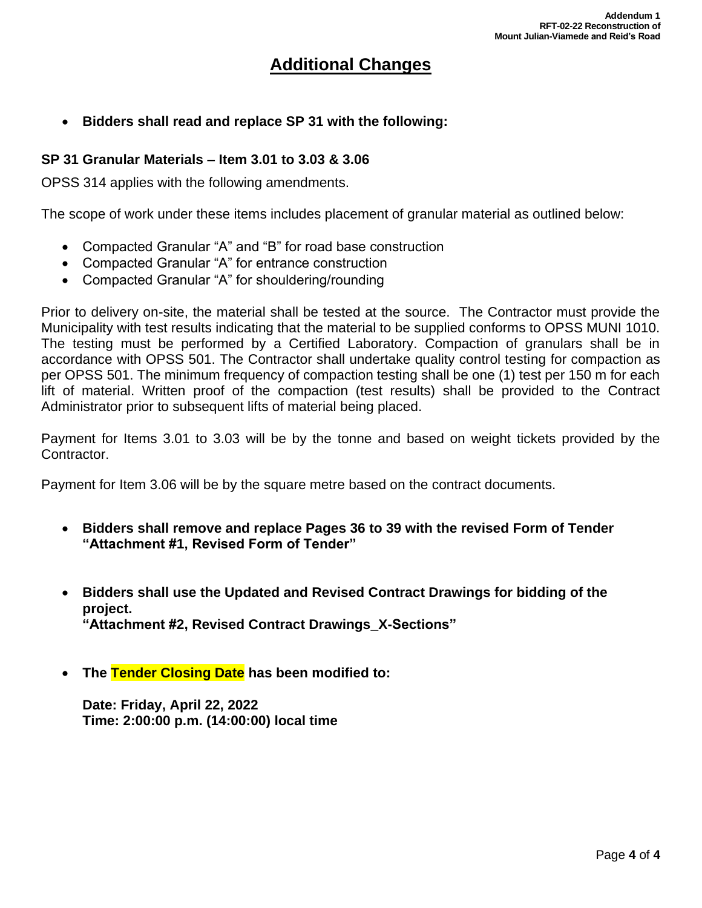# Additional Changes

- **Bidders shall read and replace SP 31 with the following:**

### SP 31 Granular Materials – Item 3.01 to 3.03 & 3.06

OPSS 314 applies with the following amendments.

The scope of work under these items includes placement of granular material as outlined below:

- Compacted Granular "A" and "B" for road base construction
- Compacted Granular "A" for entrance construction
- Compacted Granular "A" for shouldering/rounding

Prior to delivery on-site, the material shall be tested at the source. The Contractor must provide the Municipality with test results indicating that the material to be supplied conforms to OPSS MUNI 1010. The testing must be performed by a Certified Laboratory. Compaction of granulars shall be in accordance with OPSS 501. The Contractor shall undertake quality control testing for compaction as per OPSS 501. The minimum frequency of compaction testing shall be one (1) test per 150 m for each lift of material. Written proof of the compaction (test results) shall be provided to the Contract Administrator prior to subsequent lifts of material being placed.

Payment for Items 3.01 to 3.03 will be by the tonne and based on weight tickets provided by the Contractor.

Payment for Item 3.06 will be by the square metre based on the contract documents.

- **Bidders shall remove and replace Pages 36 to 39 with the revised Form of Tender "Attachment #1, Revised Form of Tender"**

- **Bidders shall use the Updated and Revised Contract Drawings for bidding of the project.**
  **"Attachment #2, Revised Contract Drawings_X-Sections"**

- **The Tender Closing Date has been modified to:**

  **Date: Friday, April 22, 2022**
  **Time: 2:00:00 p.m. (14:00:00) local time**